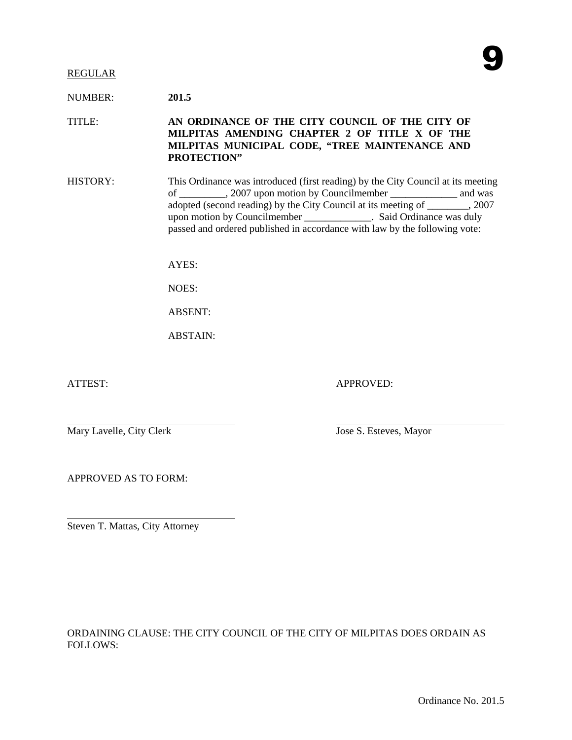**9**

REGULAR

NUMBER: **201.5**

TITLE: **AN ORDINANCE OF THE CITY COUNCIL OF THE CITY OF MILPITAS AMENDING CHAPTER 2 OF TITLE X OF THE MILPITAS MUNICIPAL CODE, "TREE MAINTENANCE AND PROTECTION"**

HISTORY: This Ordinance was introduced (first reading) by the City Council at its meeting of _________, 2007 upon motion by Councilmember _____________ and was adopted (second reading) by the City Council at its meeting of ________, 2007 upon motion by Councilmember _____________. Said Ordinance was duly passed and ordered published in accordance with law by the following vote:

AYES:

NOES:

ABSENT:

ABSTAIN:

ATTEST:

______________________________
Mary Lavelle, City Clerk

APPROVED:

______________________________
Jose S. Esteves, Mayor

APPROVED AS TO FORM:

______________________________
Steven T. Mattas, City Attorney

ORDAINING CLAUSE: THE CITY COUNCIL OF THE CITY OF MILPITAS DOES ORDAIN AS FOLLOWS: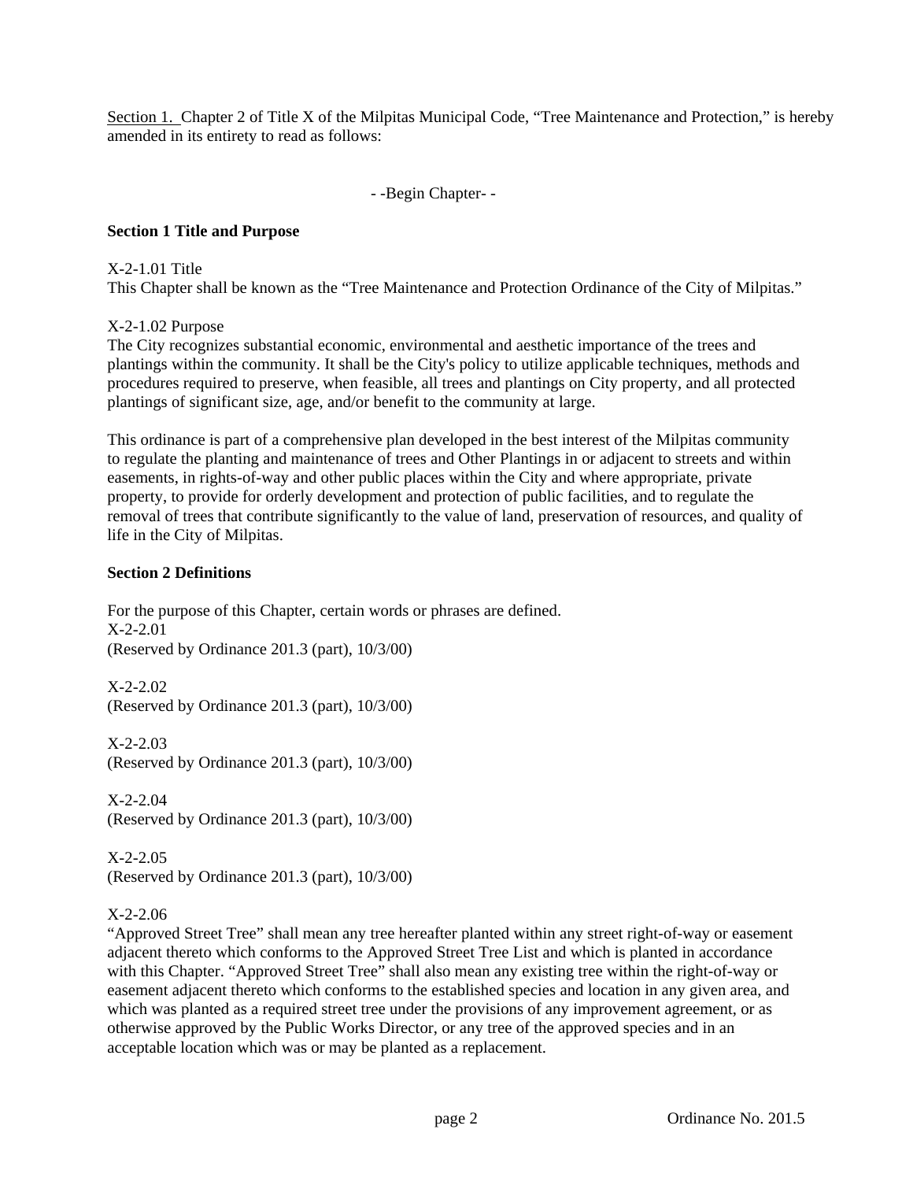Section 1. Chapter 2 of Title X of the Milpitas Municipal Code, "Tree Maintenance and Protection," is hereby amended in its entirety to read as follows:

- -Begin Chapter- -

**Section 1 Title and Purpose**

X-2-1.01 Title
This Chapter shall be known as the "Tree Maintenance and Protection Ordinance of the City of Milpitas."

X-2-1.02 Purpose
The City recognizes substantial economic, environmental and aesthetic importance of the trees and plantings within the community. It shall be the City's policy to utilize applicable techniques, methods and procedures required to preserve, when feasible, all trees and plantings on City property, and all protected plantings of significant size, age, and/or benefit to the community at large.

This ordinance is part of a comprehensive plan developed in the best interest of the Milpitas community to regulate the planting and maintenance of trees and Other Plantings in or adjacent to streets and within easements, in rights-of-way and other public places within the City and where appropriate, private property, to provide for orderly development and protection of public facilities, and to regulate the removal of trees that contribute significantly to the value of land, preservation of resources, and quality of life in the City of Milpitas.

**Section 2 Definitions**

For the purpose of this Chapter, certain words or phrases are defined.
X-2-2.01
(Reserved by Ordinance 201.3 (part), 10/3/00)

X-2-2.02
(Reserved by Ordinance 201.3 (part), 10/3/00)

X-2-2.03
(Reserved by Ordinance 201.3 (part), 10/3/00)

X-2-2.04
(Reserved by Ordinance 201.3 (part), 10/3/00)

X-2-2.05
(Reserved by Ordinance 201.3 (part), 10/3/00)

X-2-2.06
"Approved Street Tree" shall mean any tree hereafter planted within any street right-of-way or easement adjacent thereto which conforms to the Approved Street Tree List and which is planted in accordance with this Chapter. "Approved Street Tree" shall also mean any existing tree within the right-of-way or easement adjacent thereto which conforms to the established species and location in any given area, and which was planted as a required street tree under the provisions of any improvement agreement, or as otherwise approved by the Public Works Director, or any tree of the approved species and in an acceptable location which was or may be planted as a replacement.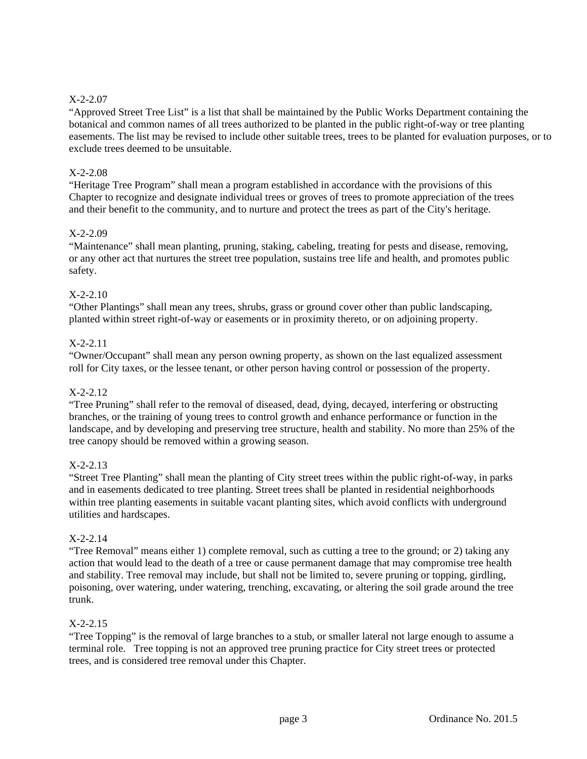X-2-2.07

"Approved Street Tree List" is a list that shall be maintained by the Public Works Department containing the botanical and common names of all trees authorized to be planted in the public right-of-way or tree planting easements. The list may be revised to include other suitable trees, trees to be planted for evaluation purposes, or to exclude trees deemed to be unsuitable.

X-2-2.08

"Heritage Tree Program" shall mean a program established in accordance with the provisions of this Chapter to recognize and designate individual trees or groves of trees to promote appreciation of the trees and their benefit to the community, and to nurture and protect the trees as part of the City's heritage.

X-2-2.09

"Maintenance" shall mean planting, pruning, staking, cabeling, treating for pests and disease, removing, or any other act that nurtures the street tree population, sustains tree life and health, and promotes public safety.

X-2-2.10

"Other Plantings" shall mean any trees, shrubs, grass or ground cover other than public landscaping, planted within street right-of-way or easements or in proximity thereto, or on adjoining property.

X-2-2.11

"Owner/Occupant" shall mean any person owning property, as shown on the last equalized assessment roll for City taxes, or the lessee tenant, or other person having control or possession of the property.

X-2-2.12

"Tree Pruning" shall refer to the removal of diseased, dead, dying, decayed, interfering or obstructing branches, or the training of young trees to control growth and enhance performance or function in the landscape, and by developing and preserving tree structure, health and stability. No more than 25% of the tree canopy should be removed within a growing season.

X-2-2.13

"Street Tree Planting" shall mean the planting of City street trees within the public right-of-way, in parks and in easements dedicated to tree planting. Street trees shall be planted in residential neighborhoods within tree planting easements in suitable vacant planting sites, which avoid conflicts with underground utilities and hardscapes.

X-2-2.14

"Tree Removal" means either 1) complete removal, such as cutting a tree to the ground; or 2) taking any action that would lead to the death of a tree or cause permanent damage that may compromise tree health and stability. Tree removal may include, but shall not be limited to, severe pruning or topping, girdling, poisoning, over watering, under watering, trenching, excavating, or altering the soil grade around the tree trunk.

X-2-2.15

"Tree Topping" is the removal of large branches to a stub, or smaller lateral not large enough to assume a terminal role. Tree topping is not an approved tree pruning practice for City street trees or protected trees, and is considered tree removal under this Chapter.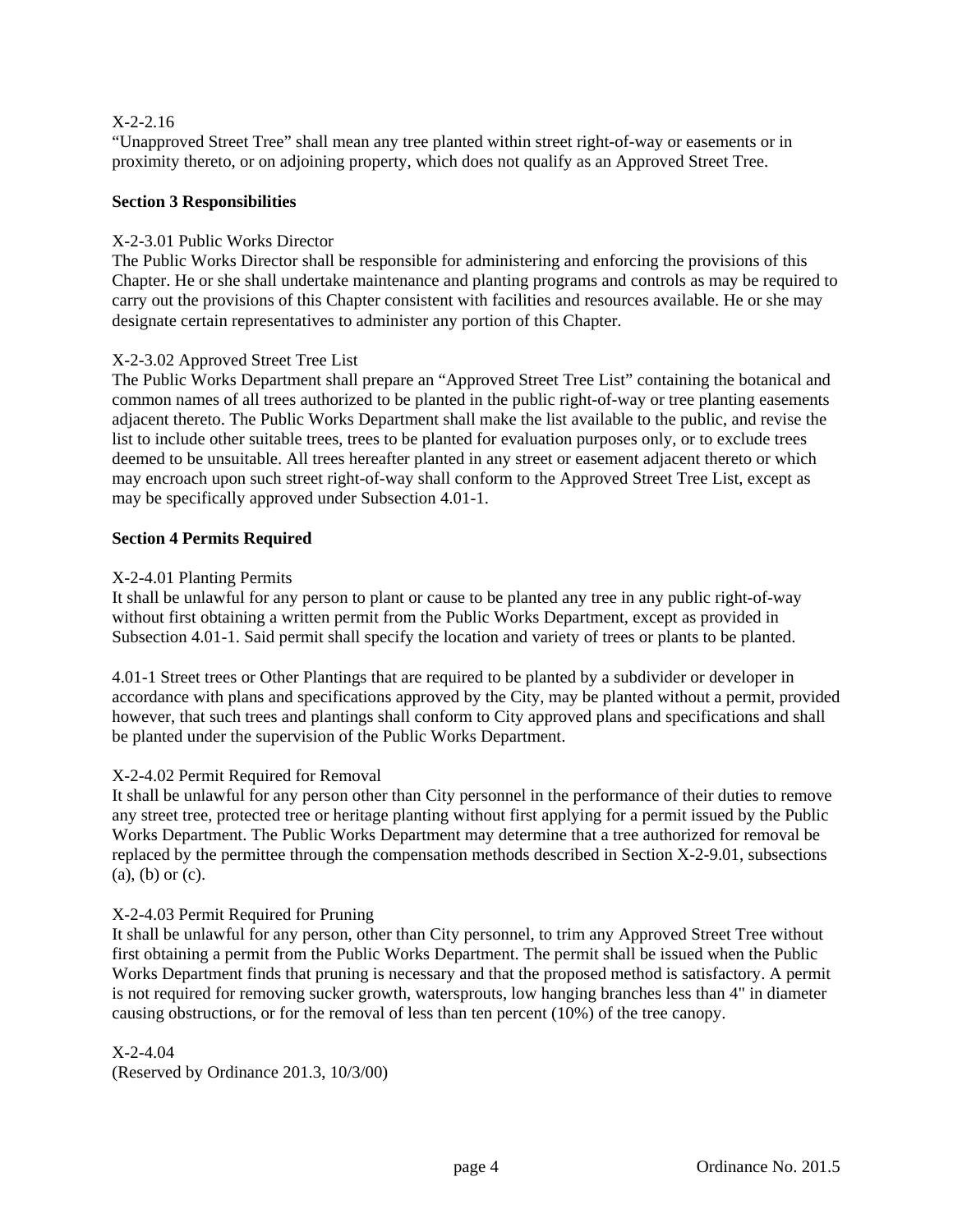X-2-2.16
“Unapproved Street Tree” shall mean any tree planted within street right-of-way or easements or in proximity thereto, or on adjoining property, which does not qualify as an Approved Street Tree.

**Section 3 Responsibilities**

X-2-3.01 Public Works Director
The Public Works Director shall be responsible for administering and enforcing the provisions of this Chapter. He or she shall undertake maintenance and planting programs and controls as may be required to carry out the provisions of this Chapter consistent with facilities and resources available. He or she may designate certain representatives to administer any portion of this Chapter.

X-2-3.02 Approved Street Tree List
The Public Works Department shall prepare an “Approved Street Tree List” containing the botanical and common names of all trees authorized to be planted in the public right-of-way or tree planting easements adjacent thereto. The Public Works Department shall make the list available to the public, and revise the list to include other suitable trees, trees to be planted for evaluation purposes only, or to exclude trees deemed to be unsuitable. All trees hereafter planted in any street or easement adjacent thereto or which may encroach upon such street right-of-way shall conform to the Approved Street Tree List, except as may be specifically approved under Subsection 4.01-1.

**Section 4 Permits Required**

X-2-4.01 Planting Permits
It shall be unlawful for any person to plant or cause to be planted any tree in any public right-of-way without first obtaining a written permit from the Public Works Department, except as provided in Subsection 4.01-1. Said permit shall specify the location and variety of trees or plants to be planted.

4.01-1 Street trees or Other Plantings that are required to be planted by a subdivider or developer in accordance with plans and specifications approved by the City, may be planted without a permit, provided however, that such trees and plantings shall conform to City approved plans and specifications and shall be planted under the supervision of the Public Works Department.

X-2-4.02 Permit Required for Removal
It shall be unlawful for any person other than City personnel in the performance of their duties to remove any street tree, protected tree or heritage planting without first applying for a permit issued by the Public Works Department. The Public Works Department may determine that a tree authorized for removal be replaced by the permittee through the compensation methods described in Section X-2-9.01, subsections (a), (b) or (c).

X-2-4.03 Permit Required for Pruning
It shall be unlawful for any person, other than City personnel, to trim any Approved Street Tree without first obtaining a permit from the Public Works Department. The permit shall be issued when the Public Works Department finds that pruning is necessary and that the proposed method is satisfactory. A permit is not required for removing sucker growth, watersprouts, low hanging branches less than 4" in diameter causing obstructions, or for the removal of less than ten percent (10%) of the tree canopy.

X-2-4.04
(Reserved by Ordinance 201.3, 10/3/00)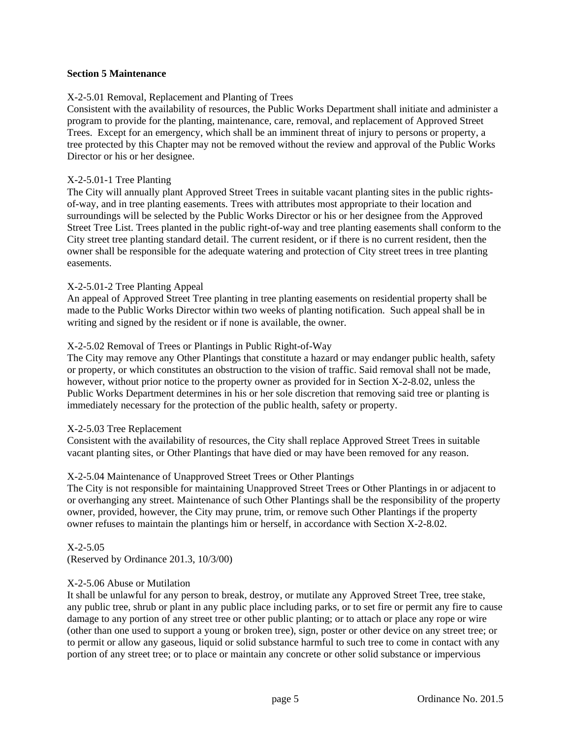**Section 5 Maintenance**

X-2-5.01 Removal, Replacement and Planting of Trees

Consistent with the availability of resources, the Public Works Department shall initiate and administer a program to provide for the planting, maintenance, care, removal, and replacement of Approved Street Trees. Except for an emergency, which shall be an imminent threat of injury to persons or property, a tree protected by this Chapter may not be removed without the review and approval of the Public Works Director or his or her designee.

X-2-5.01-1 Tree Planting

The City will annually plant Approved Street Trees in suitable vacant planting sites in the public rights-of-way, and in tree planting easements. Trees with attributes most appropriate to their location and surroundings will be selected by the Public Works Director or his or her designee from the Approved Street Tree List. Trees planted in the public right-of-way and tree planting easements shall conform to the City street tree planting standard detail. The current resident, or if there is no current resident, then the owner shall be responsible for the adequate watering and protection of City street trees in tree planting easements.

X-2-5.01-2 Tree Planting Appeal

An appeal of Approved Street Tree planting in tree planting easements on residential property shall be made to the Public Works Director within two weeks of planting notification. Such appeal shall be in writing and signed by the resident or if none is available, the owner.

X-2-5.02 Removal of Trees or Plantings in Public Right-of-Way

The City may remove any Other Plantings that constitute a hazard or may endanger public health, safety or property, or which constitutes an obstruction to the vision of traffic. Said removal shall not be made, however, without prior notice to the property owner as provided for in Section X-2-8.02, unless the Public Works Department determines in his or her sole discretion that removing said tree or planting is immediately necessary for the protection of the public health, safety or property.

X-2-5.03 Tree Replacement

Consistent with the availability of resources, the City shall replace Approved Street Trees in suitable vacant planting sites, or Other Plantings that have died or may have been removed for any reason.

X-2-5.04 Maintenance of Unapproved Street Trees or Other Plantings

The City is not responsible for maintaining Unapproved Street Trees or Other Plantings in or adjacent to or overhanging any street. Maintenance of such Other Plantings shall be the responsibility of the property owner, provided, however, the City may prune, trim, or remove such Other Plantings if the property owner refuses to maintain the plantings him or herself, in accordance with Section X-2-8.02.

X-2-5.05

(Reserved by Ordinance 201.3, 10/3/00)

X-2-5.06 Abuse or Mutilation

It shall be unlawful for any person to break, destroy, or mutilate any Approved Street Tree, tree stake, any public tree, shrub or plant in any public place including parks, or to set fire or permit any fire to cause damage to any portion of any street tree or other public planting; or to attach or place any rope or wire (other than one used to support a young or broken tree), sign, poster or other device on any street tree; or to permit or allow any gaseous, liquid or solid substance harmful to such tree to come in contact with any portion of any street tree; or to place or maintain any concrete or other solid substance or impervious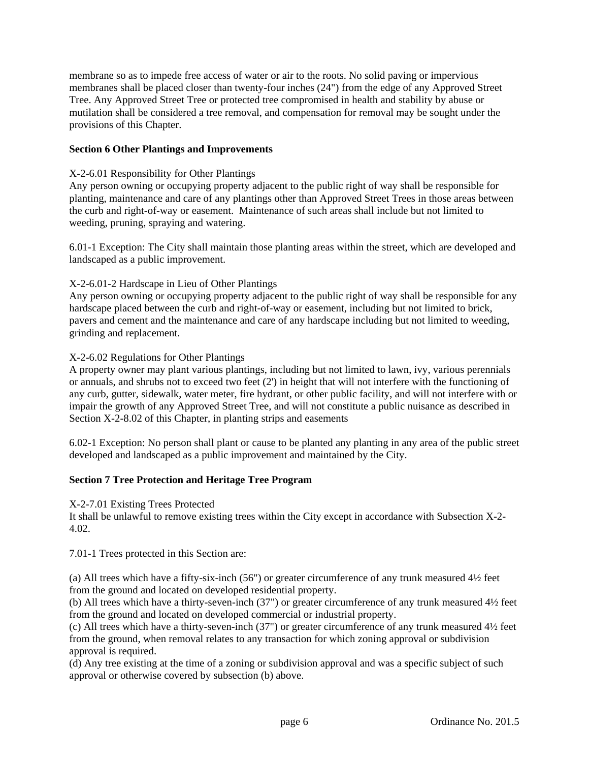membrane so as to impede free access of water or air to the roots. No solid paving or impervious membranes shall be placed closer than twenty-four inches (24") from the edge of any Approved Street Tree. Any Approved Street Tree or protected tree compromised in health and stability by abuse or mutilation shall be considered a tree removal, and compensation for removal may be sought under the provisions of this Chapter.

**Section 6 Other Plantings and Improvements**

X-2-6.01 Responsibility for Other Plantings
Any person owning or occupying property adjacent to the public right of way shall be responsible for planting, maintenance and care of any plantings other than Approved Street Trees in those areas between the curb and right-of-way or easement. Maintenance of such areas shall include but not limited to weeding, pruning, spraying and watering.

6.01-1 Exception: The City shall maintain those planting areas within the street, which are developed and landscaped as a public improvement.

X-2-6.01-2 Hardscape in Lieu of Other Plantings
Any person owning or occupying property adjacent to the public right of way shall be responsible for any hardscape placed between the curb and right-of-way or easement, including but not limited to brick, pavers and cement and the maintenance and care of any hardscape including but not limited to weeding, grinding and replacement.

X-2-6.02 Regulations for Other Plantings
A property owner may plant various plantings, including but not limited to lawn, ivy, various perennials or annuals, and shrubs not to exceed two feet (2') in height that will not interfere with the functioning of any curb, gutter, sidewalk, water meter, fire hydrant, or other public facility, and will not interfere with or impair the growth of any Approved Street Tree, and will not constitute a public nuisance as described in Section X-2-8.02 of this Chapter, in planting strips and easements

6.02-1 Exception: No person shall plant or cause to be planted any planting in any area of the public street developed and landscaped as a public improvement and maintained by the City.

**Section 7 Tree Protection and Heritage Tree Program**

X-2-7.01 Existing Trees Protected
It shall be unlawful to remove existing trees within the City except in accordance with Subsection X-2-4.02.

7.01-1 Trees protected in this Section are:

(a) All trees which have a fifty-six-inch (56") or greater circumference of any trunk measured 4½ feet from the ground and located on developed residential property.
(b) All trees which have a thirty-seven-inch (37") or greater circumference of any trunk measured 4½ feet from the ground and located on developed commercial or industrial property.
(c) All trees which have a thirty-seven-inch (37") or greater circumference of any trunk measured 4½ feet from the ground, when removal relates to any transaction for which zoning approval or subdivision approval is required.
(d) Any tree existing at the time of a zoning or subdivision approval and was a specific subject of such approval or otherwise covered by subsection (b) above.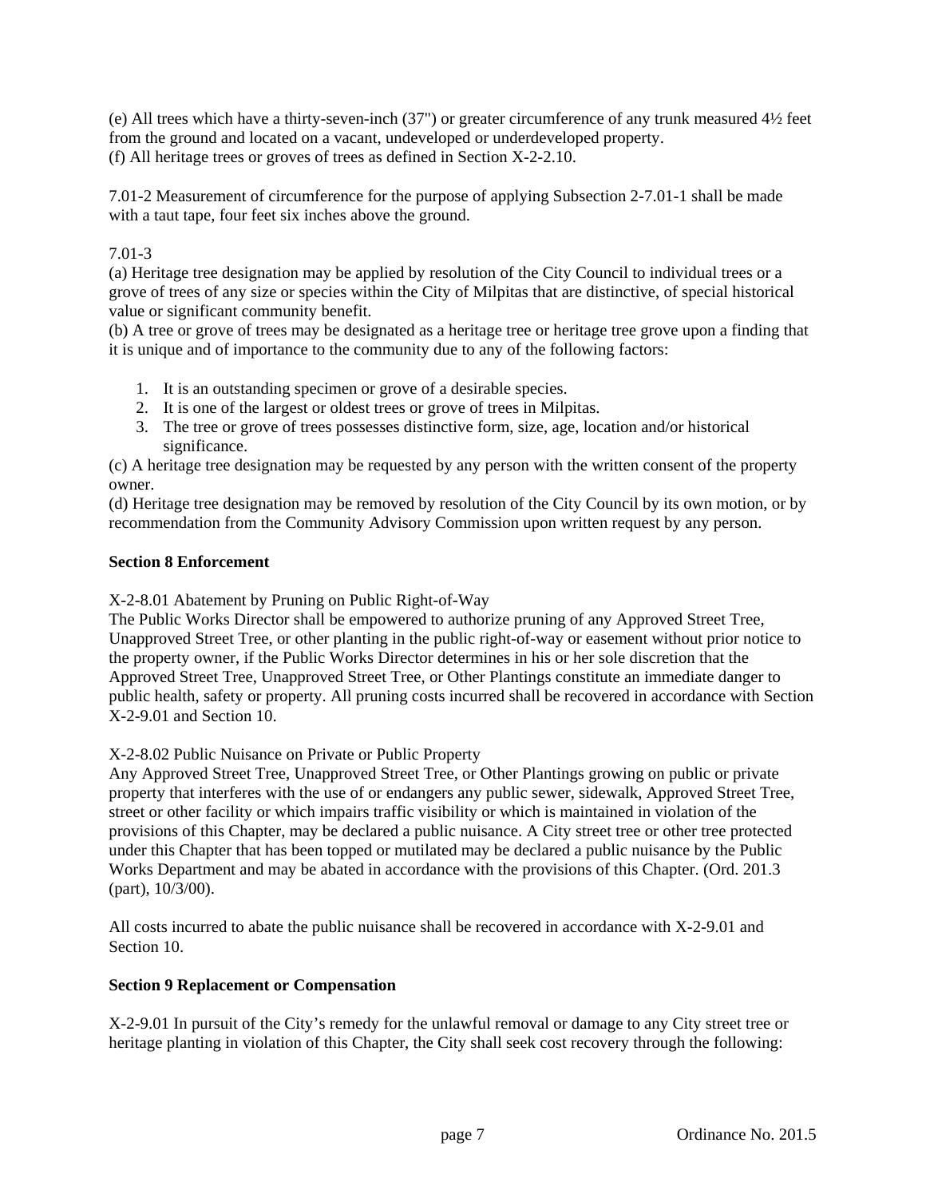(e) All trees which have a thirty-seven-inch (37") or greater circumference of any trunk measured 4½ feet from the ground and located on a vacant, undeveloped or underdeveloped property.
(f) All heritage trees or groves of trees as defined in Section X-2-2.10.

7.01-2 Measurement of circumference for the purpose of applying Subsection 2-7.01-1 shall be made with a taut tape, four feet six inches above the ground.

7.01-3
(a) Heritage tree designation may be applied by resolution of the City Council to individual trees or a grove of trees of any size or species within the City of Milpitas that are distinctive, of special historical value or significant community benefit.
(b) A tree or grove of trees may be designated as a heritage tree or heritage tree grove upon a finding that it is unique and of importance to the community due to any of the following factors:

1. It is an outstanding specimen or grove of a desirable species.
2. It is one of the largest or oldest trees or grove of trees in Milpitas.
3. The tree or grove of trees possesses distinctive form, size, age, location and/or historical significance.

(c) A heritage tree designation may be requested by any person with the written consent of the property owner.
(d) Heritage tree designation may be removed by resolution of the City Council by its own motion, or by recommendation from the Community Advisory Commission upon written request by any person.

**Section 8 Enforcement**

X-2-8.01 Abatement by Pruning on Public Right-of-Way
The Public Works Director shall be empowered to authorize pruning of any Approved Street Tree, Unapproved Street Tree, or other planting in the public right-of-way or easement without prior notice to the property owner, if the Public Works Director determines in his or her sole discretion that the Approved Street Tree, Unapproved Street Tree, or Other Plantings constitute an immediate danger to public health, safety or property. All pruning costs incurred shall be recovered in accordance with Section X-2-9.01 and Section 10.

X-2-8.02 Public Nuisance on Private or Public Property
Any Approved Street Tree, Unapproved Street Tree, or Other Plantings growing on public or private property that interferes with the use of or endangers any public sewer, sidewalk, Approved Street Tree, street or other facility or which impairs traffic visibility or which is maintained in violation of the provisions of this Chapter, may be declared a public nuisance. A City street tree or other tree protected under this Chapter that has been topped or mutilated may be declared a public nuisance by the Public Works Department and may be abated in accordance with the provisions of this Chapter. (Ord. 201.3 (part), 10/3/00).

All costs incurred to abate the public nuisance shall be recovered in accordance with X-2-9.01 and Section 10.

**Section 9 Replacement or Compensation**

X-2-9.01 In pursuit of the City's remedy for the unlawful removal or damage to any City street tree or heritage planting in violation of this Chapter, the City shall seek cost recovery through the following: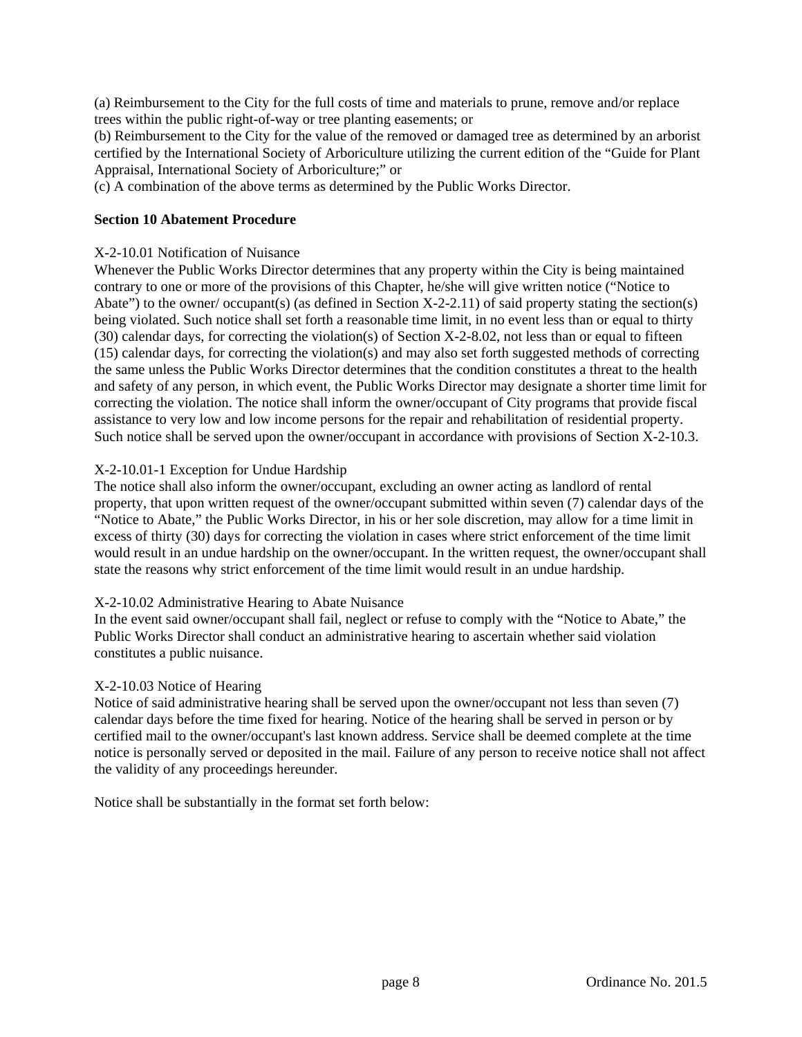(a) Reimbursement to the City for the full costs of time and materials to prune, remove and/or replace trees within the public right-of-way or tree planting easements; or

(b) Reimbursement to the City for the value of the removed or damaged tree as determined by an arborist certified by the International Society of Arboriculture utilizing the current edition of the "Guide for Plant Appraisal, International Society of Arboriculture;" or

(c) A combination of the above terms as determined by the Public Works Director.

**Section 10 Abatement Procedure**

X-2-10.01 Notification of Nuisance

Whenever the Public Works Director determines that any property within the City is being maintained contrary to one or more of the provisions of this Chapter, he/she will give written notice ("Notice to Abate") to the owner/ occupant(s) (as defined in Section X-2-2.11) of said property stating the section(s) being violated. Such notice shall set forth a reasonable time limit, in no event less than or equal to thirty (30) calendar days, for correcting the violation(s) of Section X-2-8.02, not less than or equal to fifteen (15) calendar days, for correcting the violation(s) and may also set forth suggested methods of correcting the same unless the Public Works Director determines that the condition constitutes a threat to the health and safety of any person, in which event, the Public Works Director may designate a shorter time limit for correcting the violation. The notice shall inform the owner/occupant of City programs that provide fiscal assistance to very low and low income persons for the repair and rehabilitation of residential property. Such notice shall be served upon the owner/occupant in accordance with provisions of Section X-2-10.3.

X-2-10.01-1 Exception for Undue Hardship

The notice shall also inform the owner/occupant, excluding an owner acting as landlord of rental property, that upon written request of the owner/occupant submitted within seven (7) calendar days of the "Notice to Abate," the Public Works Director, in his or her sole discretion, may allow for a time limit in excess of thirty (30) days for correcting the violation in cases where strict enforcement of the time limit would result in an undue hardship on the owner/occupant. In the written request, the owner/occupant shall state the reasons why strict enforcement of the time limit would result in an undue hardship.

X-2-10.02 Administrative Hearing to Abate Nuisance

In the event said owner/occupant shall fail, neglect or refuse to comply with the "Notice to Abate," the Public Works Director shall conduct an administrative hearing to ascertain whether said violation constitutes a public nuisance.

X-2-10.03 Notice of Hearing

Notice of said administrative hearing shall be served upon the owner/occupant not less than seven (7) calendar days before the time fixed for hearing. Notice of the hearing shall be served in person or by certified mail to the owner/occupant's last known address. Service shall be deemed complete at the time notice is personally served or deposited in the mail. Failure of any person to receive notice shall not affect the validity of any proceedings hereunder.

Notice shall be substantially in the format set forth below: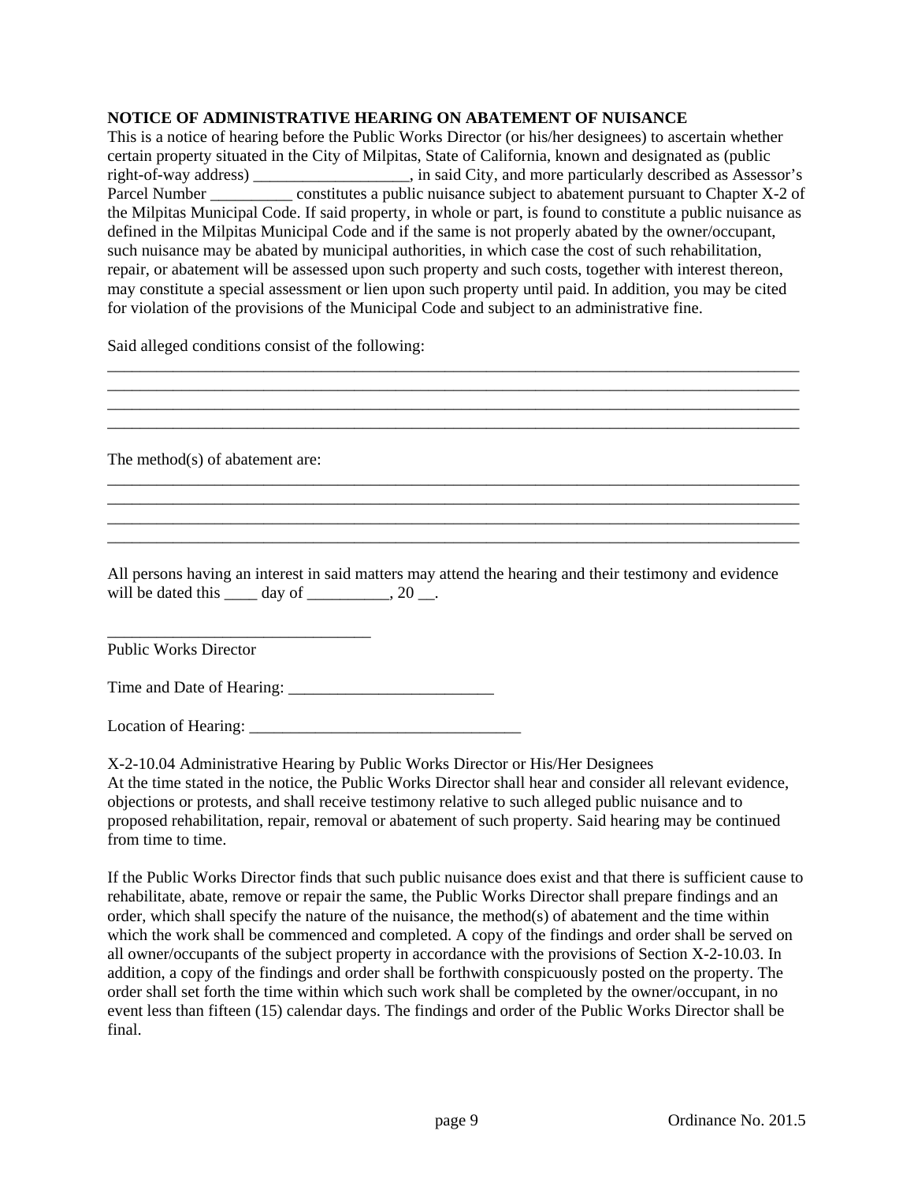**NOTICE OF ADMINISTRATIVE HEARING ON ABATEMENT OF NUISANCE**

This is a notice of hearing before the Public Works Director (or his/her designees) to ascertain whether certain property situated in the City of Milpitas, State of California, known and designated as (public right-of-way address) ___________________, in said City, and more particularly described as Assessor's Parcel Number __________ constitutes a public nuisance subject to abatement pursuant to Chapter X-2 of the Milpitas Municipal Code. If said property, in whole or part, is found to constitute a public nuisance as defined in the Milpitas Municipal Code and if the same is not properly abated by the owner/occupant, such nuisance may be abated by municipal authorities, in which case the cost of such rehabilitation, repair, or abatement will be assessed upon such property and such costs, together with interest thereon, may constitute a special assessment or lien upon such property until paid. In addition, you may be cited for violation of the provisions of the Municipal Code and subject to an administrative fine.

Said alleged conditions consist of the following:

______________________________________________________________________________________
______________________________________________________________________________________
______________________________________________________________________________________
______________________________________________________________________________________

The method(s) of abatement are:

______________________________________________________________________________________
______________________________________________________________________________________
______________________________________________________________________________________
______________________________________________________________________________________

All persons having an interest in said matters may attend the hearing and their testimony and evidence will be dated this ____ day of __________, 20 __.

________________________________
Public Works Director

Time and Date of Hearing: _________________________

Location of Hearing: _________________________________

X-2-10.04 Administrative Hearing by Public Works Director or His/Her Designees

At the time stated in the notice, the Public Works Director shall hear and consider all relevant evidence, objections or protests, and shall receive testimony relative to such alleged public nuisance and to proposed rehabilitation, repair, removal or abatement of such property. Said hearing may be continued from time to time.

If the Public Works Director finds that such public nuisance does exist and that there is sufficient cause to rehabilitate, abate, remove or repair the same, the Public Works Director shall prepare findings and an order, which shall specify the nature of the nuisance, the method(s) of abatement and the time within which the work shall be commenced and completed. A copy of the findings and order shall be served on all owner/occupants of the subject property in accordance with the provisions of Section X-2-10.03. In addition, a copy of the findings and order shall be forthwith conspicuously posted on the property. The order shall set forth the time within which such work shall be completed by the owner/occupant, in no event less than fifteen (15) calendar days. The findings and order of the Public Works Director shall be final.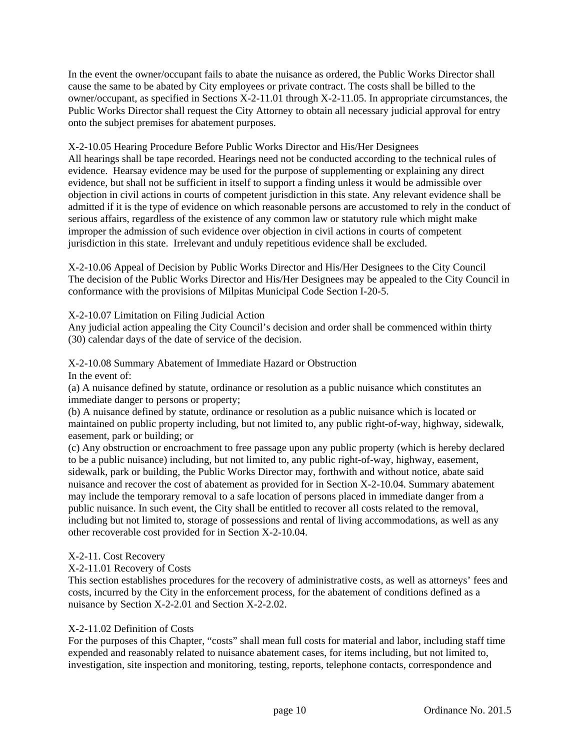In the event the owner/occupant fails to abate the nuisance as ordered, the Public Works Director shall cause the same to be abated by City employees or private contract. The costs shall be billed to the owner/occupant, as specified in Sections X-2-11.01 through X-2-11.05. In appropriate circumstances, the Public Works Director shall request the City Attorney to obtain all necessary judicial approval for entry onto the subject premises for abatement purposes.

X-2-10.05 Hearing Procedure Before Public Works Director and His/Her Designees
All hearings shall be tape recorded. Hearings need not be conducted according to the technical rules of evidence. Hearsay evidence may be used for the purpose of supplementing or explaining any direct evidence, but shall not be sufficient in itself to support a finding unless it would be admissible over objection in civil actions in courts of competent jurisdiction in this state. Any relevant evidence shall be admitted if it is the type of evidence on which reasonable persons are accustomed to rely in the conduct of serious affairs, regardless of the existence of any common law or statutory rule which might make improper the admission of such evidence over objection in civil actions in courts of competent jurisdiction in this state. Irrelevant and unduly repetitious evidence shall be excluded.

X-2-10.06 Appeal of Decision by Public Works Director and His/Her Designees to the City Council
The decision of the Public Works Director and His/Her Designees may be appealed to the City Council in conformance with the provisions of Milpitas Municipal Code Section I-20-5.

X-2-10.07 Limitation on Filing Judicial Action
Any judicial action appealing the City Council's decision and order shall be commenced within thirty (30) calendar days of the date of service of the decision.

X-2-10.08 Summary Abatement of Immediate Hazard or Obstruction
In the event of:
(a) A nuisance defined by statute, ordinance or resolution as a public nuisance which constitutes an immediate danger to persons or property;
(b) A nuisance defined by statute, ordinance or resolution as a public nuisance which is located or maintained on public property including, but not limited to, any public right-of-way, highway, sidewalk, easement, park or building; or
(c) Any obstruction or encroachment to free passage upon any public property (which is hereby declared to be a public nuisance) including, but not limited to, any public right-of-way, highway, easement, sidewalk, park or building, the Public Works Director may, forthwith and without notice, abate said nuisance and recover the cost of abatement as provided for in Section X-2-10.04. Summary abatement may include the temporary removal to a safe location of persons placed in immediate danger from a public nuisance. In such event, the City shall be entitled to recover all costs related to the removal, including but not limited to, storage of possessions and rental of living accommodations, as well as any other recoverable cost provided for in Section X-2-10.04.

X-2-11. Cost Recovery

X-2-11.01 Recovery of Costs
This section establishes procedures for the recovery of administrative costs, as well as attorneys' fees and costs, incurred by the City in the enforcement process, for the abatement of conditions defined as a nuisance by Section X-2-2.01 and Section X-2-2.02.

X-2-11.02 Definition of Costs
For the purposes of this Chapter, "costs" shall mean full costs for material and labor, including staff time expended and reasonably related to nuisance abatement cases, for items including, but not limited to, investigation, site inspection and monitoring, testing, reports, telephone contacts, correspondence and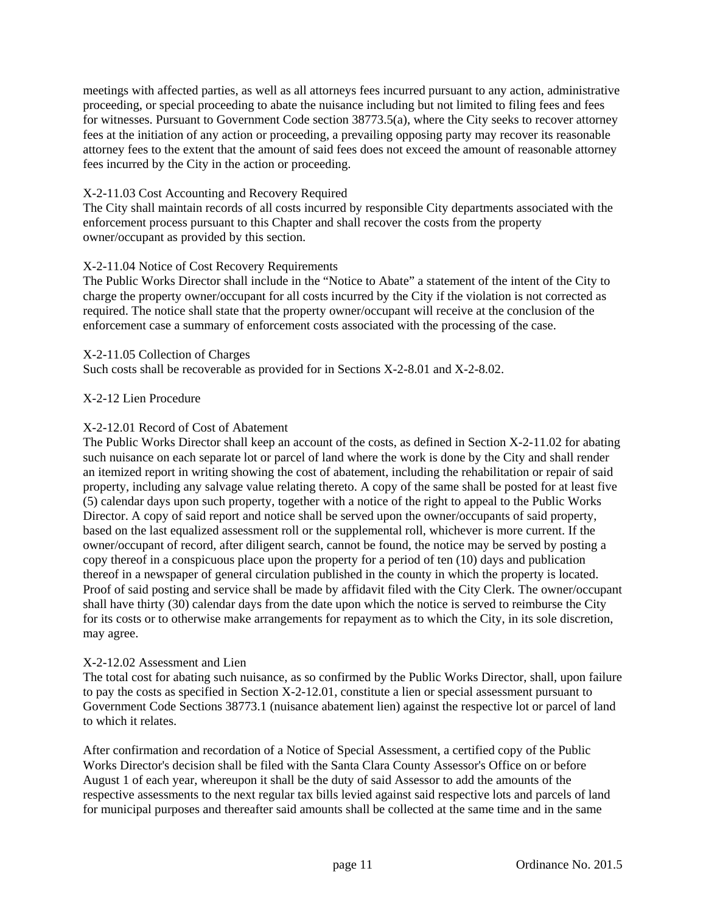meetings with affected parties, as well as all attorneys fees incurred pursuant to any action, administrative proceeding, or special proceeding to abate the nuisance including but not limited to filing fees and fees for witnesses. Pursuant to Government Code section 38773.5(a), where the City seeks to recover attorney fees at the initiation of any action or proceeding, a prevailing opposing party may recover its reasonable attorney fees to the extent that the amount of said fees does not exceed the amount of reasonable attorney fees incurred by the City in the action or proceeding.

X-2-11.03 Cost Accounting and Recovery Required
The City shall maintain records of all costs incurred by responsible City departments associated with the enforcement process pursuant to this Chapter and shall recover the costs from the property owner/occupant as provided by this section.

X-2-11.04 Notice of Cost Recovery Requirements
The Public Works Director shall include in the "Notice to Abate" a statement of the intent of the City to charge the property owner/occupant for all costs incurred by the City if the violation is not corrected as required. The notice shall state that the property owner/occupant will receive at the conclusion of the enforcement case a summary of enforcement costs associated with the processing of the case.

X-2-11.05 Collection of Charges
Such costs shall be recoverable as provided for in Sections X-2-8.01 and X-2-8.02.

X-2-12 Lien Procedure

X-2-12.01 Record of Cost of Abatement
The Public Works Director shall keep an account of the costs, as defined in Section X-2-11.02 for abating such nuisance on each separate lot or parcel of land where the work is done by the City and shall render an itemized report in writing showing the cost of abatement, including the rehabilitation or repair of said property, including any salvage value relating thereto. A copy of the same shall be posted for at least five (5) calendar days upon such property, together with a notice of the right to appeal to the Public Works Director. A copy of said report and notice shall be served upon the owner/occupants of said property, based on the last equalized assessment roll or the supplemental roll, whichever is more current. If the owner/occupant of record, after diligent search, cannot be found, the notice may be served by posting a copy thereof in a conspicuous place upon the property for a period of ten (10) days and publication thereof in a newspaper of general circulation published in the county in which the property is located. Proof of said posting and service shall be made by affidavit filed with the City Clerk. The owner/occupant shall have thirty (30) calendar days from the date upon which the notice is served to reimburse the City for its costs or to otherwise make arrangements for repayment as to which the City, in its sole discretion, may agree.

X-2-12.02 Assessment and Lien
The total cost for abating such nuisance, as so confirmed by the Public Works Director, shall, upon failure to pay the costs as specified in Section X-2-12.01, constitute a lien or special assessment pursuant to Government Code Sections 38773.1 (nuisance abatement lien) against the respective lot or parcel of land to which it relates.

After confirmation and recordation of a Notice of Special Assessment, a certified copy of the Public Works Director's decision shall be filed with the Santa Clara County Assessor's Office on or before August 1 of each year, whereupon it shall be the duty of said Assessor to add the amounts of the respective assessments to the next regular tax bills levied against said respective lots and parcels of land for municipal purposes and thereafter said amounts shall be collected at the same time and in the same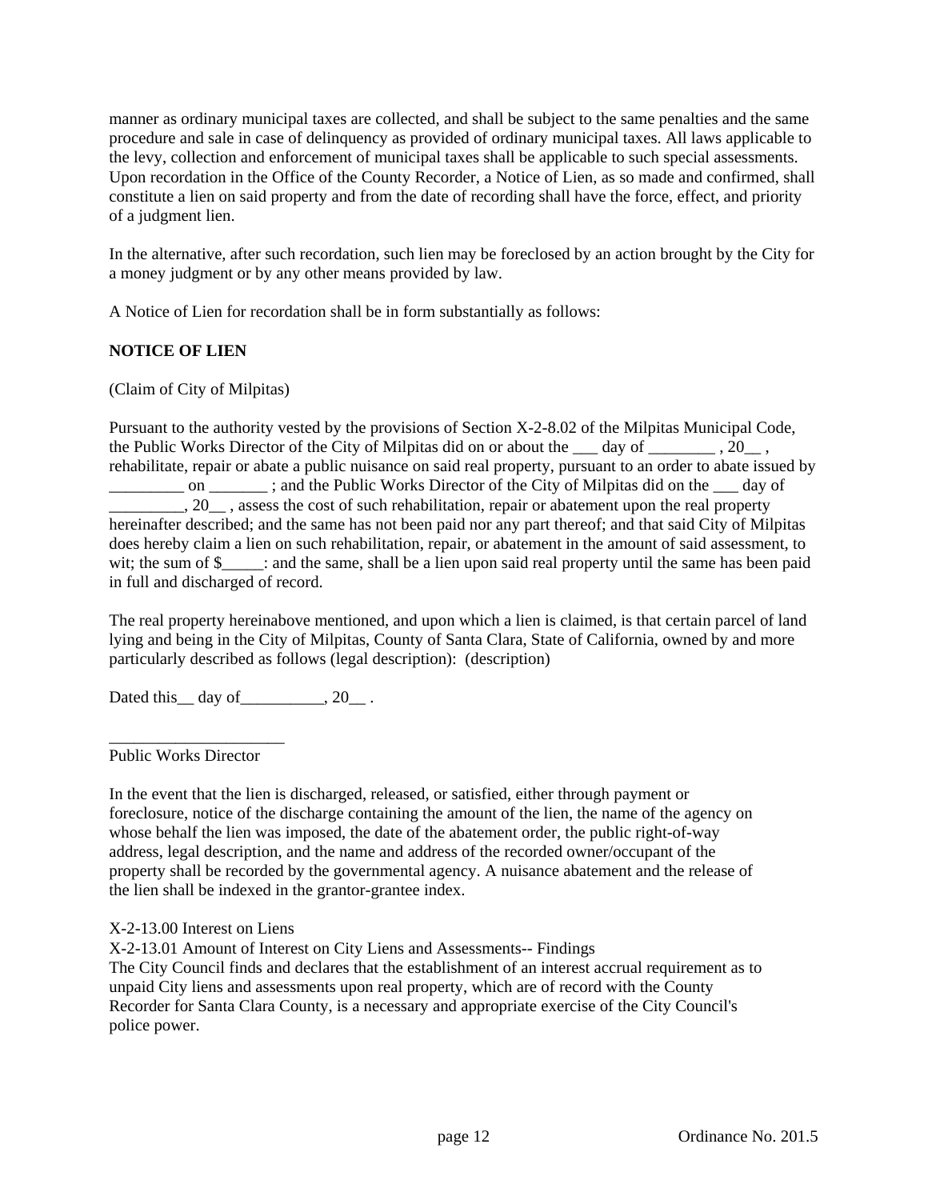manner as ordinary municipal taxes are collected, and shall be subject to the same penalties and the same procedure and sale in case of delinquency as provided of ordinary municipal taxes. All laws applicable to the levy, collection and enforcement of municipal taxes shall be applicable to such special assessments. Upon recordation in the Office of the County Recorder, a Notice of Lien, as so made and confirmed, shall constitute a lien on said property and from the date of recording shall have the force, effect, and priority of a judgment lien.

In the alternative, after such recordation, such lien may be foreclosed by an action brought by the City for a money judgment or by any other means provided by law.

A Notice of Lien for recordation shall be in form substantially as follows:

**NOTICE OF LIEN**

(Claim of City of Milpitas)

Pursuant to the authority vested by the provisions of Section X-2-8.02 of the Milpitas Municipal Code, the Public Works Director of the City of Milpitas did on or about the ___ day of ________ , 20__ , rehabilitate, repair or abate a public nuisance on said real property, pursuant to an order to abate issued by _________ on _______ ; and the Public Works Director of the City of Milpitas did on the ___ day of _________, 20__ , assess the cost of such rehabilitation, repair or abatement upon the real property hereinafter described; and the same has not been paid nor any part thereof; and that said City of Milpitas does hereby claim a lien on such rehabilitation, repair, or abatement in the amount of said assessment, to wit; the sum of $_____: and the same, shall be a lien upon said real property until the same has been paid in full and discharged of record.

The real property hereinabove mentioned, and upon which a lien is claimed, is that certain parcel of land lying and being in the City of Milpitas, County of Santa Clara, State of California, owned by and more particularly described as follows (legal description): (description)

Dated this__ day of__________, 20__ .

_____________________
Public Works Director

In the event that the lien is discharged, released, or satisfied, either through payment or foreclosure, notice of the discharge containing the amount of the lien, the name of the agency on whose behalf the lien was imposed, the date of the abatement order, the public right-of-way address, legal description, and the name and address of the recorded owner/occupant of the property shall be recorded by the governmental agency. A nuisance abatement and the release of the lien shall be indexed in the grantor-grantee index.

X-2-13.00 Interest on Liens

X-2-13.01 Amount of Interest on City Liens and Assessments-- Findings

The City Council finds and declares that the establishment of an interest accrual requirement as to unpaid City liens and assessments upon real property, which are of record with the County Recorder for Santa Clara County, is a necessary and appropriate exercise of the City Council's police power.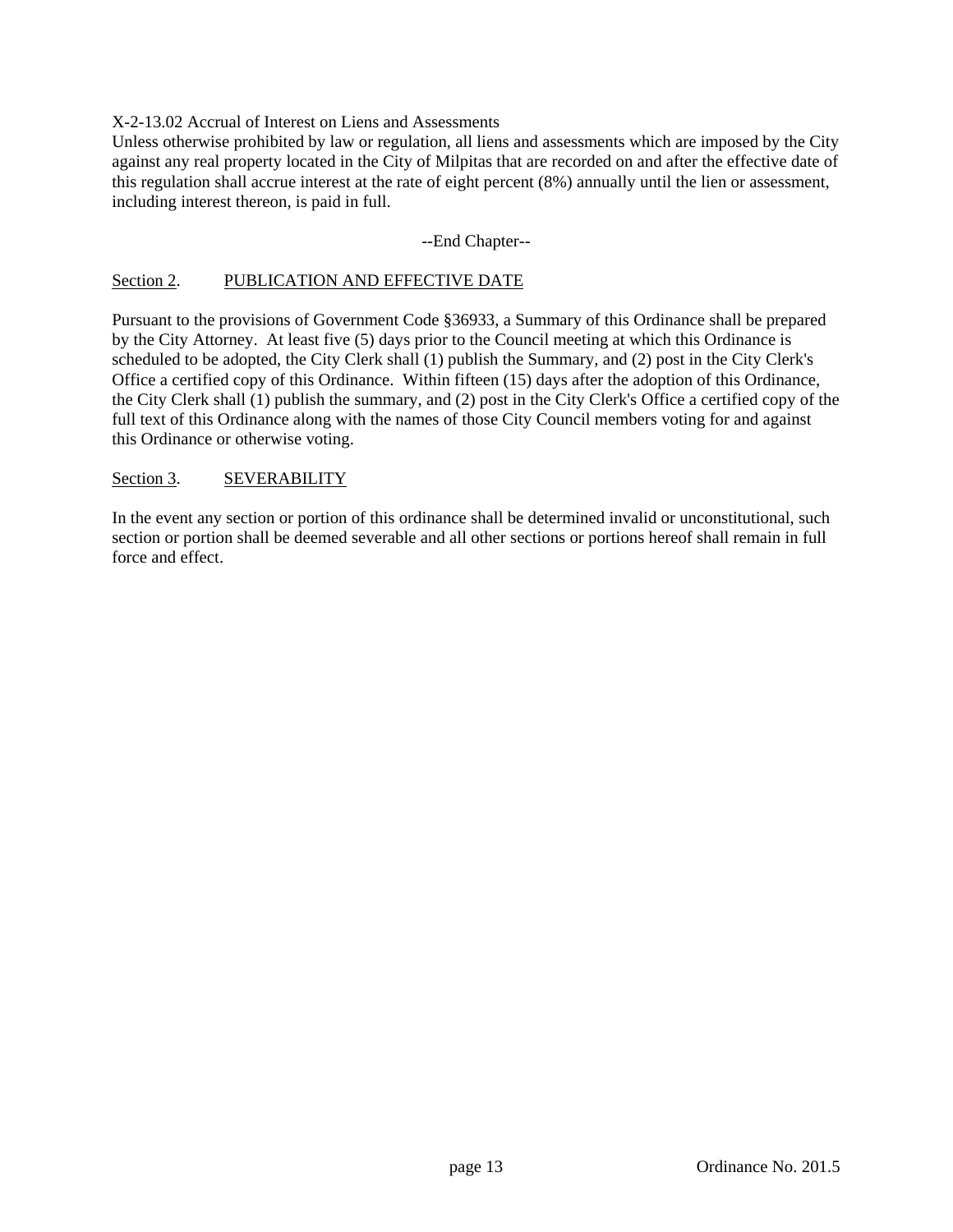X-2-13.02 Accrual of Interest on Liens and Assessments

Unless otherwise prohibited by law or regulation, all liens and assessments which are imposed by the City against any real property located in the City of Milpitas that are recorded on and after the effective date of this regulation shall accrue interest at the rate of eight percent (8%) annually until the lien or assessment, including interest thereon, is paid in full.

--End Chapter--

Section 2. PUBLICATION AND EFFECTIVE DATE

Pursuant to the provisions of Government Code §36933, a Summary of this Ordinance shall be prepared by the City Attorney. At least five (5) days prior to the Council meeting at which this Ordinance is scheduled to be adopted, the City Clerk shall (1) publish the Summary, and (2) post in the City Clerk's Office a certified copy of this Ordinance. Within fifteen (15) days after the adoption of this Ordinance, the City Clerk shall (1) publish the summary, and (2) post in the City Clerk's Office a certified copy of the full text of this Ordinance along with the names of those City Council members voting for and against this Ordinance or otherwise voting.

Section 3. SEVERABILITY

In the event any section or portion of this ordinance shall be determined invalid or unconstitutional, such section or portion shall be deemed severable and all other sections or portions hereof shall remain in full force and effect.